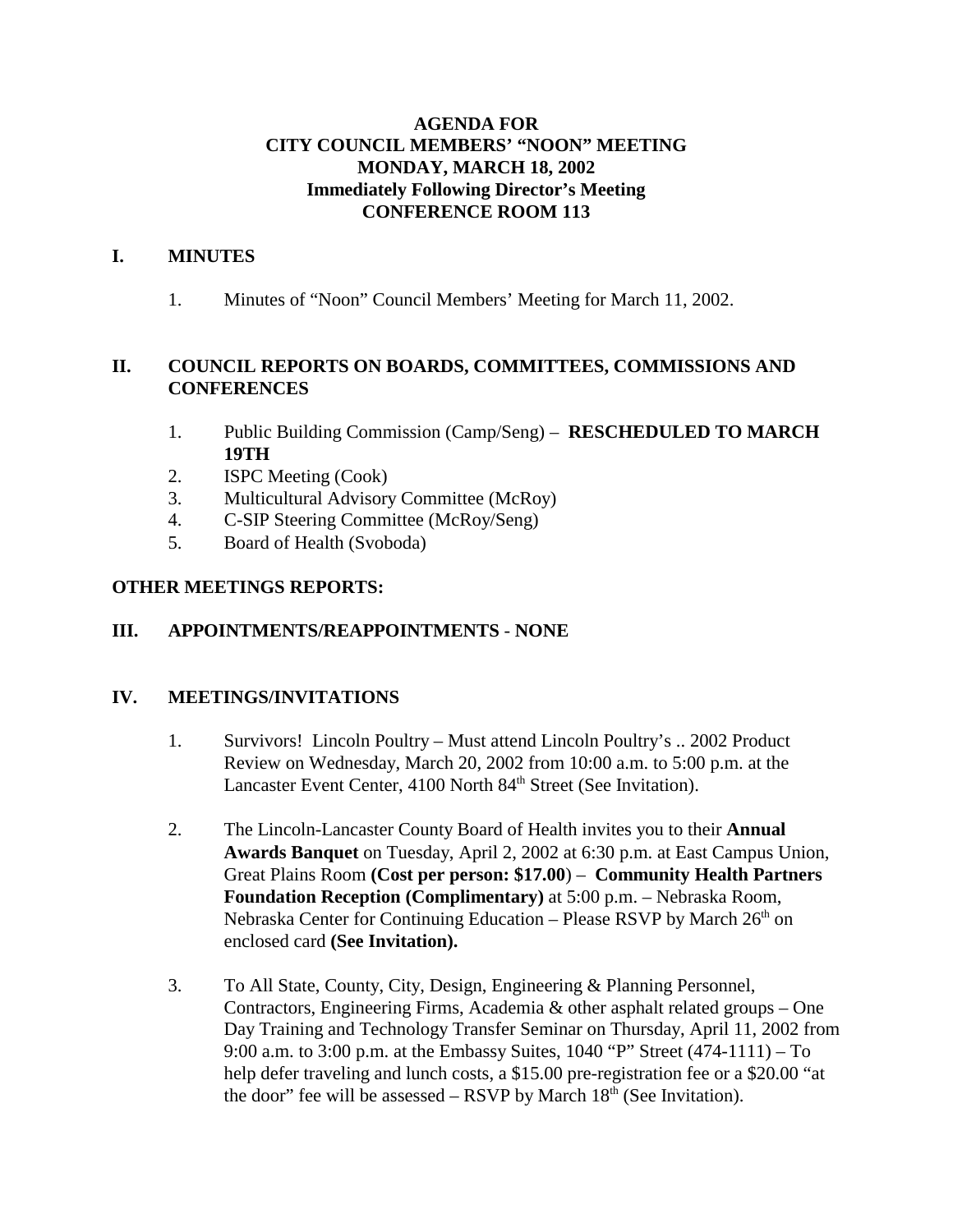**AGENDA FOR**
**CITY COUNCIL MEMBERS' "NOON" MEETING**
**MONDAY, MARCH 18, 2002**
**Immediately Following Director's Meeting**
**CONFERENCE ROOM 113**

## I. MINUTES

1. Minutes of "Noon" Council Members' Meeting for March 11, 2002.

## II. COUNCIL REPORTS ON BOARDS, COMMITTEES, COMMISSIONS AND CONFERENCES

1. Public Building Commission (Camp/Seng) – **RESCHEDULED TO MARCH 19TH**
2. ISPC Meeting (Cook)
3. Multicultural Advisory Committee (McRoy)
4. C-SIP Steering Committee (McRoy/Seng)
5. Board of Health (Svoboda)

## OTHER MEETINGS REPORTS:

## III. APPOINTMENTS/REAPPOINTMENTS - NONE

## IV. MEETINGS/INVITATIONS

1. Survivors! Lincoln Poultry – Must attend Lincoln Poultry's .. 2002 Product Review on Wednesday, March 20, 2002 from 10:00 a.m. to 5:00 p.m. at the Lancaster Event Center, 4100 North 84th Street (See Invitation).

2. The Lincoln-Lancaster County Board of Health invites you to their **Annual Awards Banquet** on Tuesday, April 2, 2002 at 6:30 p.m. at East Campus Union, Great Plains Room **(Cost per person: $17.00**) – **Community Health Partners Foundation Reception (Complimentary)** at 5:00 p.m. – Nebraska Room, Nebraska Center for Continuing Education – Please RSVP by March 26th on enclosed card **(See Invitation).**

3. To All State, County, City, Design, Engineering & Planning Personnel, Contractors, Engineering Firms, Academia & other asphalt related groups – One Day Training and Technology Transfer Seminar on Thursday, April 11, 2002 from 9:00 a.m. to 3:00 p.m. at the Embassy Suites, 1040 "P" Street (474-1111) – To help defer traveling and lunch costs, a $15.00 pre-registration fee or a $20.00 "at the door" fee will be assessed – RSVP by March 18th (See Invitation).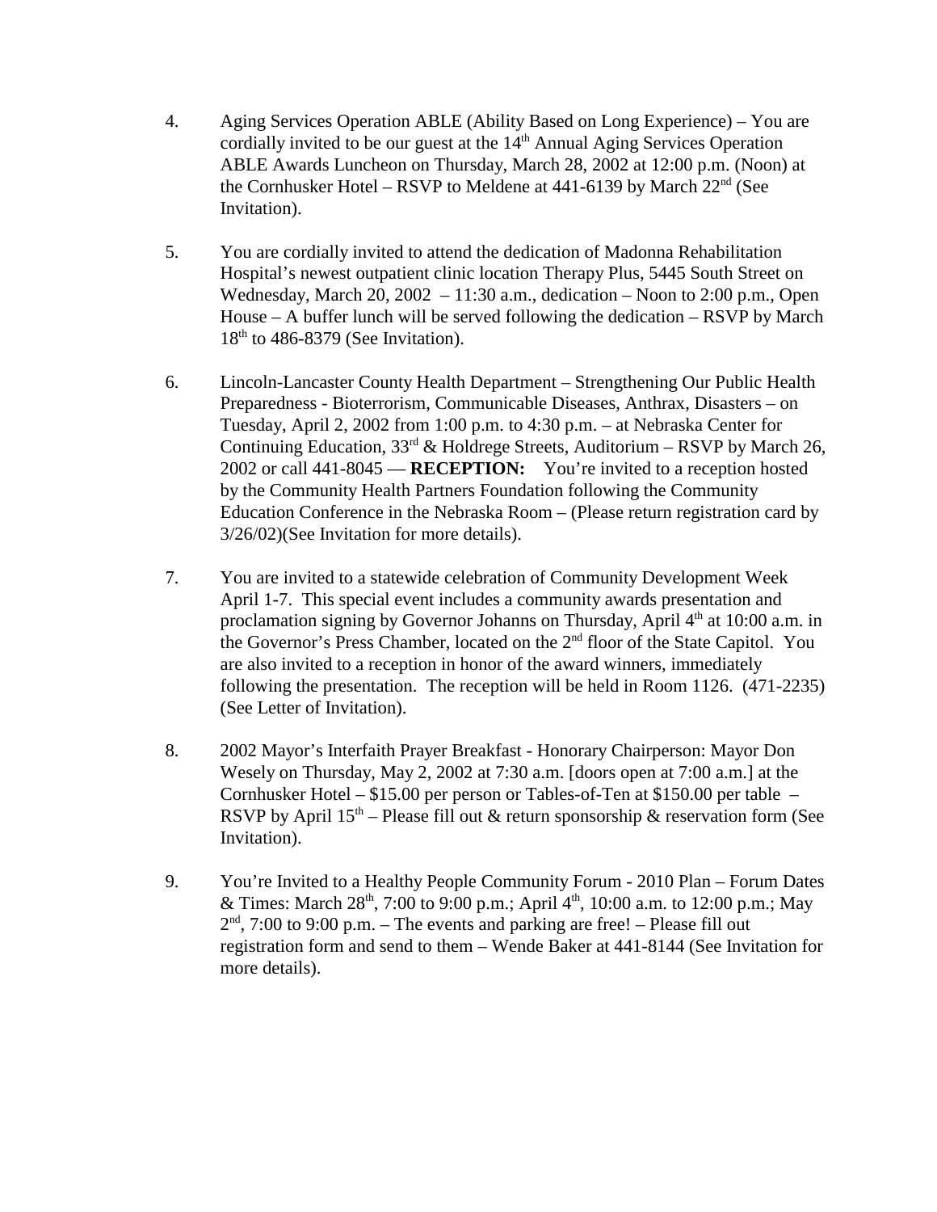4. Aging Services Operation ABLE (Ability Based on Long Experience) – You are cordially invited to be our guest at the 14th Annual Aging Services Operation ABLE Awards Luncheon on Thursday, March 28, 2002 at 12:00 p.m. (Noon) at the Cornhusker Hotel – RSVP to Meldene at 441-6139 by March 22nd (See Invitation).

5. You are cordially invited to attend the dedication of Madonna Rehabilitation Hospital's newest outpatient clinic location Therapy Plus, 5445 South Street on Wednesday, March 20, 2002 – 11:30 a.m., dedication – Noon to 2:00 p.m., Open House – A buffer lunch will be served following the dedication – RSVP by March 18th to 486-8379 (See Invitation).

6. Lincoln-Lancaster County Health Department – Strengthening Our Public Health Preparedness - Bioterrorism, Communicable Diseases, Anthrax, Disasters – on Tuesday, April 2, 2002 from 1:00 p.m. to 4:30 p.m. – at Nebraska Center for Continuing Education, 33rd & Holdrege Streets, Auditorium – RSVP by March 26, 2002 or call 441-8045 — **RECEPTION:** You're invited to a reception hosted by the Community Health Partners Foundation following the Community Education Conference in the Nebraska Room – (Please return registration card by 3/26/02)(See Invitation for more details).

7. You are invited to a statewide celebration of Community Development Week April 1-7. This special event includes a community awards presentation and proclamation signing by Governor Johanns on Thursday, April 4th at 10:00 a.m. in the Governor's Press Chamber, located on the 2nd floor of the State Capitol. You are also invited to a reception in honor of the award winners, immediately following the presentation. The reception will be held in Room 1126. (471-2235) (See Letter of Invitation).

8. 2002 Mayor's Interfaith Prayer Breakfast - Honorary Chairperson: Mayor Don Wesely on Thursday, May 2, 2002 at 7:30 a.m. [doors open at 7:00 a.m.] at the Cornhusker Hotel – $15.00 per person or Tables-of-Ten at $150.00 per table – RSVP by April 15th – Please fill out & return sponsorship & reservation form (See Invitation).

9. You're Invited to a Healthy People Community Forum - 2010 Plan – Forum Dates & Times: March 28th, 7:00 to 9:00 p.m.; April 4th, 10:00 a.m. to 12:00 p.m.; May 2nd, 7:00 to 9:00 p.m. – The events and parking are free! – Please fill out registration form and send to them – Wende Baker at 441-8144 (See Invitation for more details).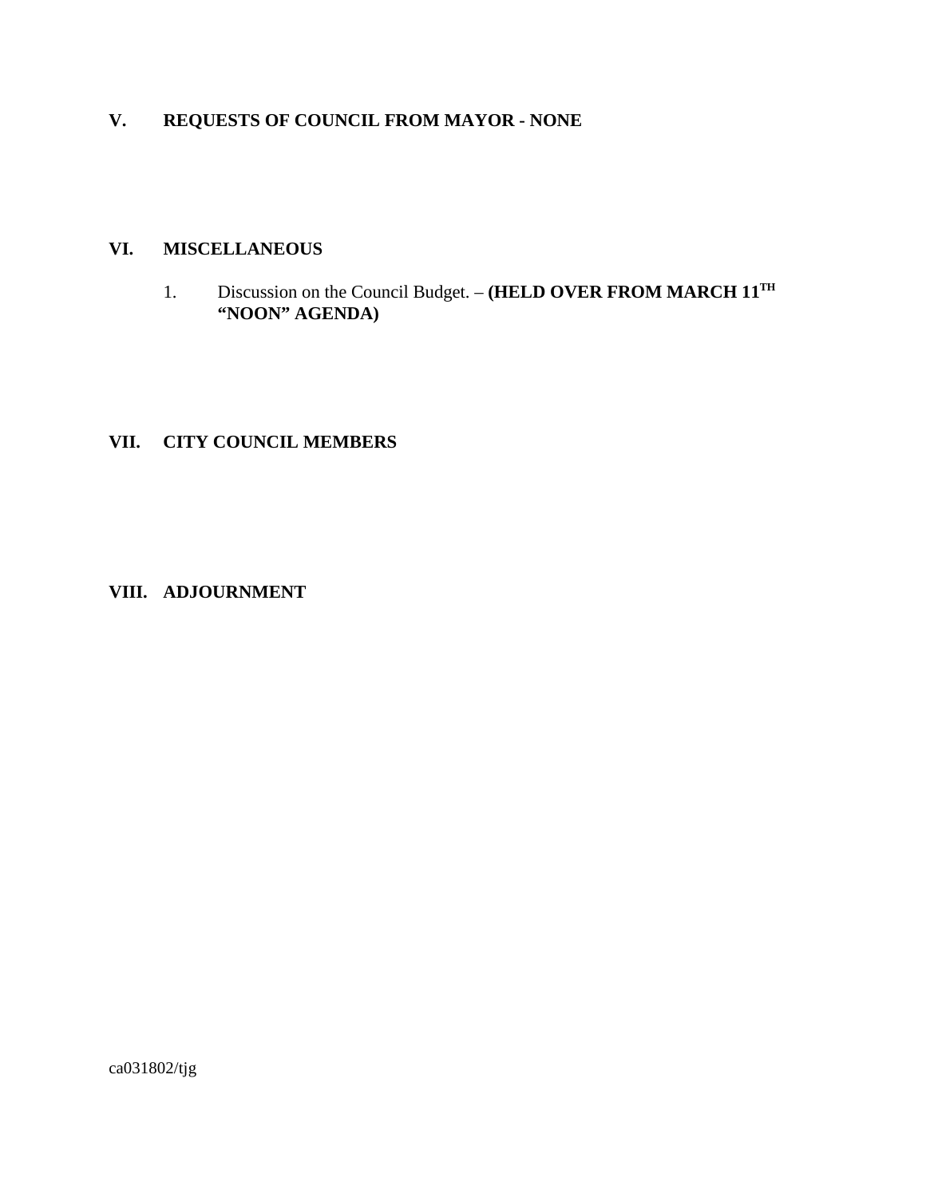## V. REQUESTS OF COUNCIL FROM MAYOR - NONE

## VI. MISCELLANEOUS

1. Discussion on the Council Budget. – **(HELD OVER FROM MARCH 11TH "NOON" AGENDA)**

## VII. CITY COUNCIL MEMBERS

## VIII. ADJOURNMENT

ca031802/tjg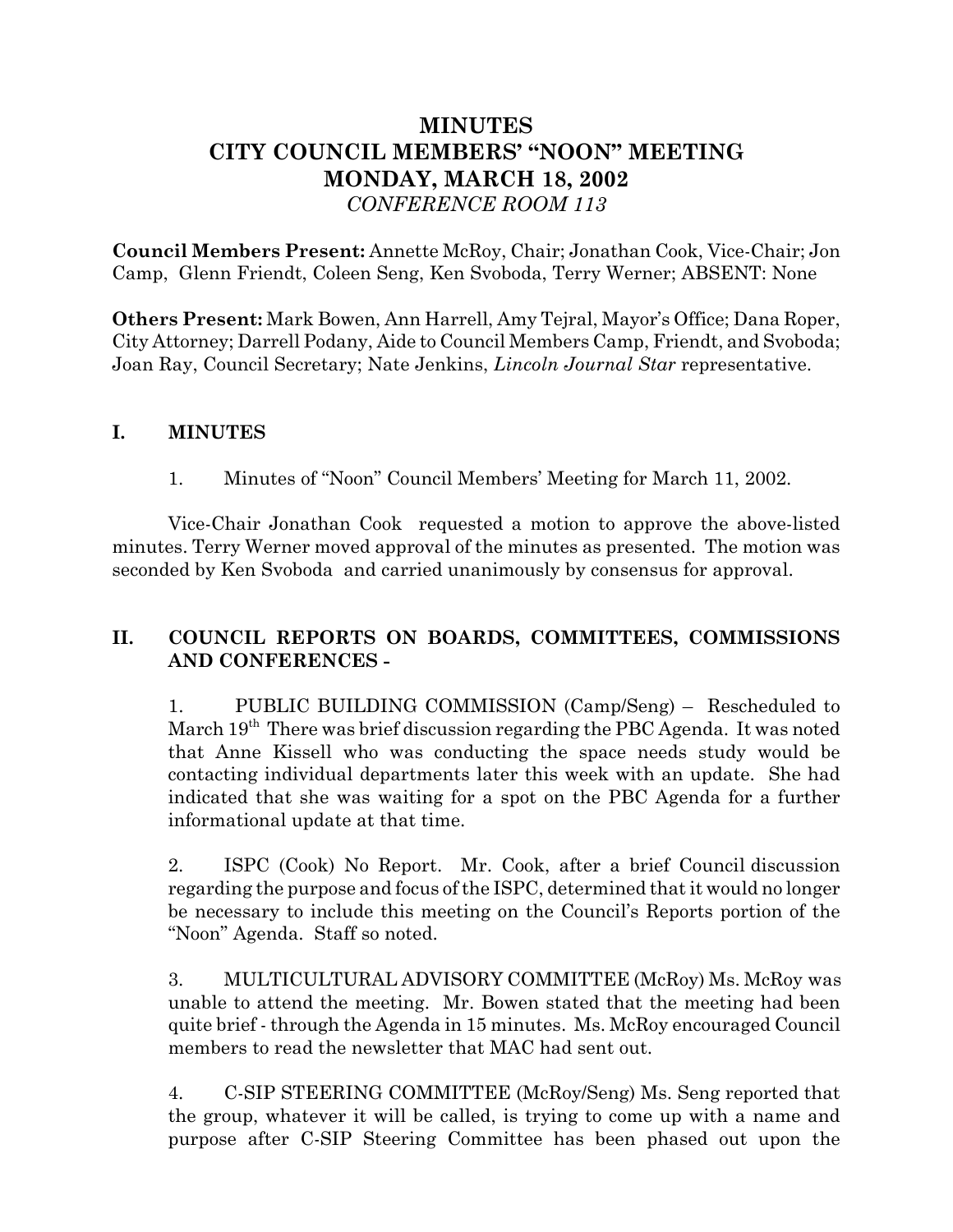# MINUTES
# CITY COUNCIL MEMBERS' "NOON" MEETING
# MONDAY, MARCH 18, 2002
*CONFERENCE ROOM 113*

**Council Members Present:** Annette McRoy, Chair; Jonathan Cook, Vice-Chair; Jon Camp, Glenn Friendt, Coleen Seng, Ken Svoboda, Terry Werner; ABSENT: None

**Others Present:** Mark Bowen, Ann Harrell, Amy Tejral, Mayor's Office; Dana Roper, City Attorney; Darrell Podany, Aide to Council Members Camp, Friendt, and Svoboda; Joan Ray, Council Secretary; Nate Jenkins, *Lincoln Journal Star* representative.

## I. MINUTES

1. Minutes of "Noon" Council Members' Meeting for March 11, 2002.

Vice-Chair Jonathan Cook requested a motion to approve the above-listed minutes. Terry Werner moved approval of the minutes as presented. The motion was seconded by Ken Svoboda and carried unanimously by consensus for approval.

## II. COUNCIL REPORTS ON BOARDS, COMMITTEES, COMMISSIONS AND CONFERENCES -

1. PUBLIC BUILDING COMMISSION (Camp/Seng) – Rescheduled to March 19th There was brief discussion regarding the PBC Agenda. It was noted that Anne Kissell who was conducting the space needs study would be contacting individual departments later this week with an update. She had indicated that she was waiting for a spot on the PBC Agenda for a further informational update at that time.

2. ISPC (Cook) No Report. Mr. Cook, after a brief Council discussion regarding the purpose and focus of the ISPC, determined that it would no longer be necessary to include this meeting on the Council's Reports portion of the "Noon" Agenda. Staff so noted.

3. MULTICULTURAL ADVISORY COMMITTEE (McRoy) Ms. McRoy was unable to attend the meeting. Mr. Bowen stated that the meeting had been quite brief - through the Agenda in 15 minutes. Ms. McRoy encouraged Council members to read the newsletter that MAC had sent out.

4. C-SIP STEERING COMMITTEE (McRoy/Seng) Ms. Seng reported that the group, whatever it will be called, is trying to come up with a name and purpose after C-SIP Steering Committee has been phased out upon the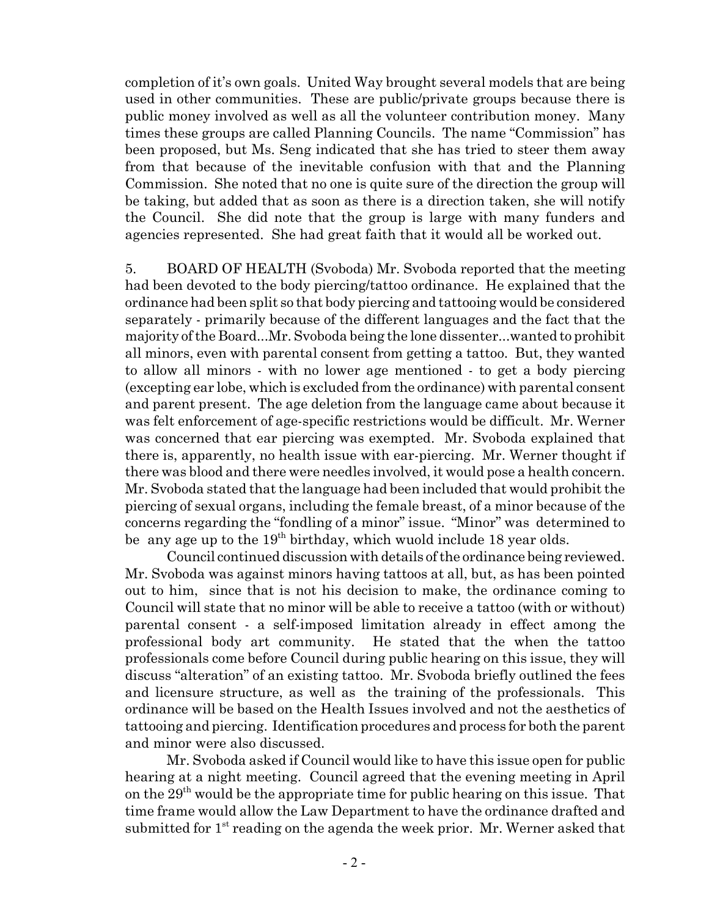completion of it's own goals. United Way brought several models that are being used in other communities. These are public/private groups because there is public money involved as well as all the volunteer contribution money. Many times these groups are called Planning Councils. The name "Commission" has been proposed, but Ms. Seng indicated that she has tried to steer them away from that because of the inevitable confusion with that and the Planning Commission. She noted that no one is quite sure of the direction the group will be taking, but added that as soon as there is a direction taken, she will notify the Council. She did note that the group is large with many funders and agencies represented. She had great faith that it would all be worked out.

5. BOARD OF HEALTH (Svoboda) Mr. Svoboda reported that the meeting had been devoted to the body piercing/tattoo ordinance. He explained that the ordinance had been split so that body piercing and tattooing would be considered separately - primarily because of the different languages and the fact that the majority of the Board...Mr. Svoboda being the lone dissenter...wanted to prohibit all minors, even with parental consent from getting a tattoo. But, they wanted to allow all minors - with no lower age mentioned - to get a body piercing (excepting ear lobe, which is excluded from the ordinance) with parental consent and parent present. The age deletion from the language came about because it was felt enforcement of age-specific restrictions would be difficult. Mr. Werner was concerned that ear piercing was exempted. Mr. Svoboda explained that there is, apparently, no health issue with ear-piercing. Mr. Werner thought if there was blood and there were needles involved, it would pose a health concern. Mr. Svoboda stated that the language had been included that would prohibit the piercing of sexual organs, including the female breast, of a minor because of the concerns regarding the "fondling of a minor" issue. "Minor" was determined to be any age up to the 19th birthday, which wuold include 18 year olds.

Council continued discussion with details of the ordinance being reviewed. Mr. Svoboda was against minors having tattoos at all, but, as has been pointed out to him, since that is not his decision to make, the ordinance coming to Council will state that no minor will be able to receive a tattoo (with or without) parental consent - a self-imposed limitation already in effect among the professional body art community. He stated that the when the tattoo professionals come before Council during public hearing on this issue, they will discuss "alteration" of an existing tattoo. Mr. Svoboda briefly outlined the fees and licensure structure, as well as the training of the professionals. This ordinance will be based on the Health Issues involved and not the aesthetics of tattooing and piercing. Identification procedures and process for both the parent and minor were also discussed.

Mr. Svoboda asked if Council would like to have this issue open for public hearing at a night meeting. Council agreed that the evening meeting in April on the 29th would be the appropriate time for public hearing on this issue. That time frame would allow the Law Department to have the ordinance drafted and submitted for 1st reading on the agenda the week prior. Mr. Werner asked that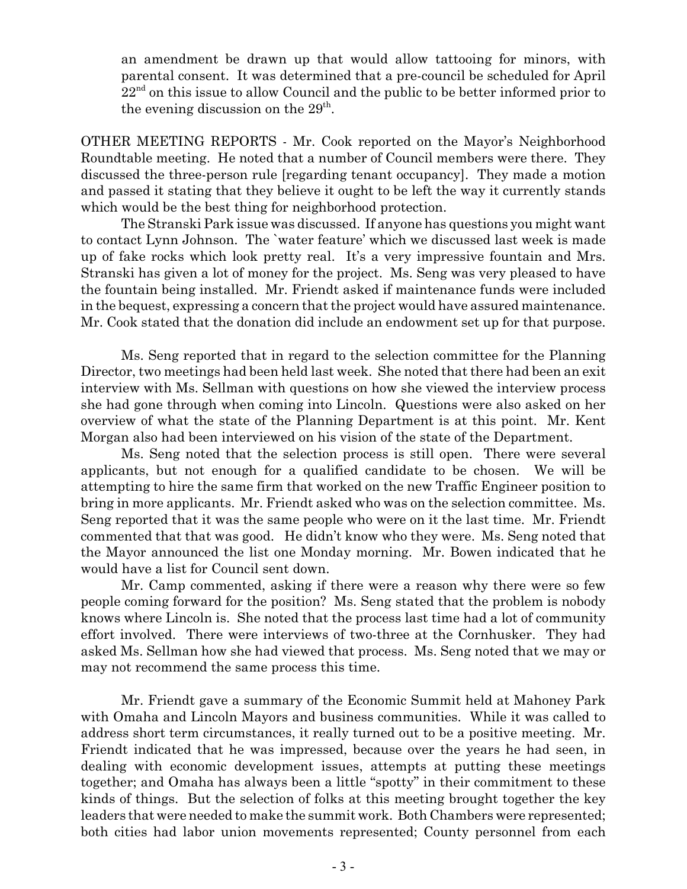an amendment be drawn up that would allow tattooing for minors, with parental consent. It was determined that a pre-council be scheduled for April 22nd on this issue to allow Council and the public to be better informed prior to the evening discussion on the 29th.

OTHER MEETING REPORTS - Mr. Cook reported on the Mayor's Neighborhood Roundtable meeting. He noted that a number of Council members were there. They discussed the three-person rule [regarding tenant occupancy]. They made a motion and passed it stating that they believe it ought to be left the way it currently stands which would be the best thing for neighborhood protection.

The Stranski Park issue was discussed. If anyone has questions you might want to contact Lynn Johnson. The `water feature' which we discussed last week is made up of fake rocks which look pretty real. It's a very impressive fountain and Mrs. Stranski has given a lot of money for the project. Ms. Seng was very pleased to have the fountain being installed. Mr. Friendt asked if maintenance funds were included in the bequest, expressing a concern that the project would have assured maintenance. Mr. Cook stated that the donation did include an endowment set up for that purpose.

Ms. Seng reported that in regard to the selection committee for the Planning Director, two meetings had been held last week. She noted that there had been an exit interview with Ms. Sellman with questions on how she viewed the interview process she had gone through when coming into Lincoln. Questions were also asked on her overview of what the state of the Planning Department is at this point. Mr. Kent Morgan also had been interviewed on his vision of the state of the Department.

Ms. Seng noted that the selection process is still open. There were several applicants, but not enough for a qualified candidate to be chosen. We will be attempting to hire the same firm that worked on the new Traffic Engineer position to bring in more applicants. Mr. Friendt asked who was on the selection committee. Ms. Seng reported that it was the same people who were on it the last time. Mr. Friendt commented that that was good. He didn't know who they were. Ms. Seng noted that the Mayor announced the list one Monday morning. Mr. Bowen indicated that he would have a list for Council sent down.

Mr. Camp commented, asking if there were a reason why there were so few people coming forward for the position? Ms. Seng stated that the problem is nobody knows where Lincoln is. She noted that the process last time had a lot of community effort involved. There were interviews of two-three at the Cornhusker. They had asked Ms. Sellman how she had viewed that process. Ms. Seng noted that we may or may not recommend the same process this time.

Mr. Friendt gave a summary of the Economic Summit held at Mahoney Park with Omaha and Lincoln Mayors and business communities. While it was called to address short term circumstances, it really turned out to be a positive meeting. Mr. Friendt indicated that he was impressed, because over the years he had seen, in dealing with economic development issues, attempts at putting these meetings together; and Omaha has always been a little "spotty" in their commitment to these kinds of things. But the selection of folks at this meeting brought together the key leaders that were needed to make the summit work. Both Chambers were represented; both cities had labor union movements represented; County personnel from each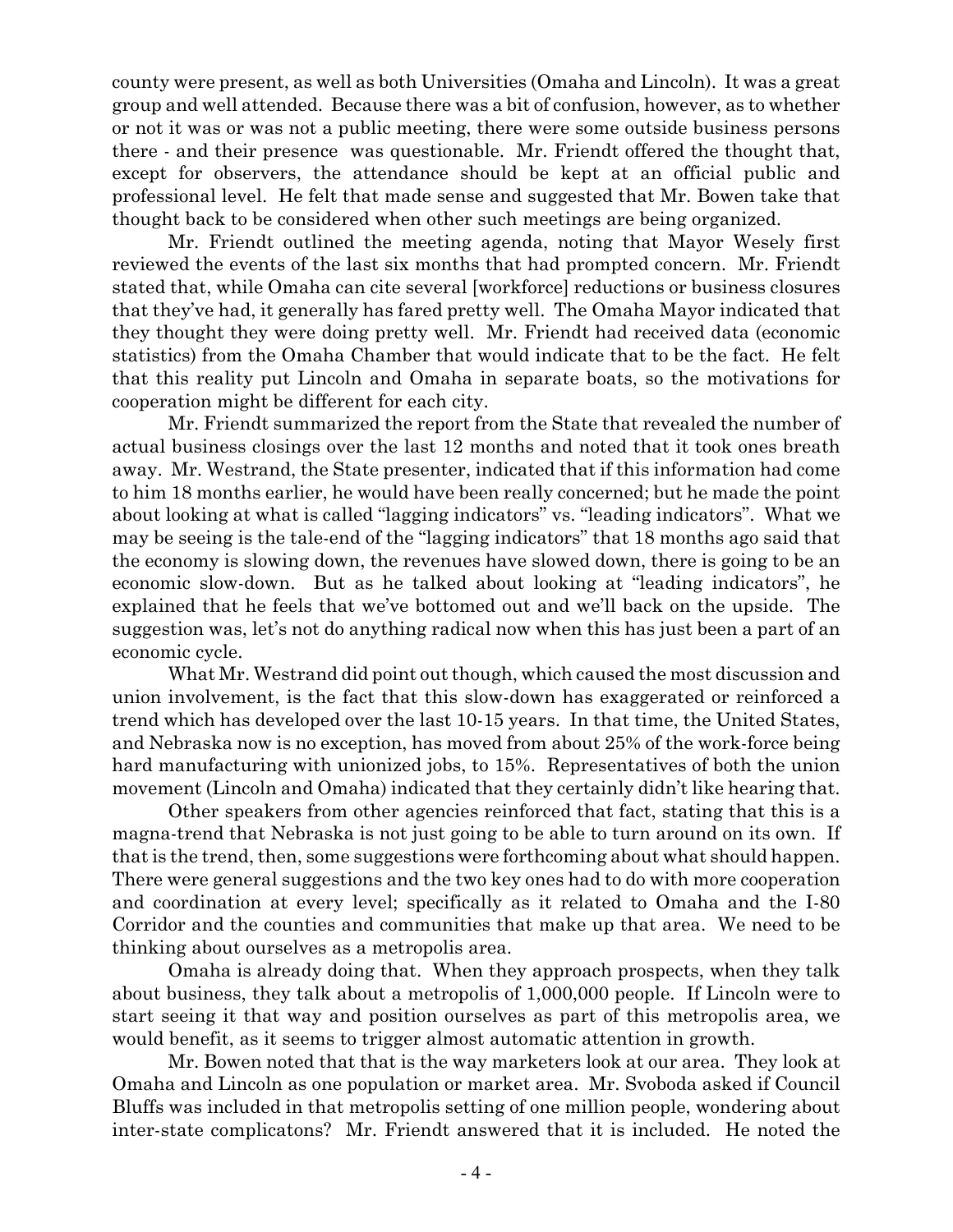county were present, as well as both Universities (Omaha and Lincoln). It was a great group and well attended. Because there was a bit of confusion, however, as to whether or not it was or was not a public meeting, there were some outside business persons there - and their presence was questionable. Mr. Friendt offered the thought that, except for observers, the attendance should be kept at an official public and professional level. He felt that made sense and suggested that Mr. Bowen take that thought back to be considered when other such meetings are being organized.

Mr. Friendt outlined the meeting agenda, noting that Mayor Wesely first reviewed the events of the last six months that had prompted concern. Mr. Friendt stated that, while Omaha can cite several [workforce] reductions or business closures that they've had, it generally has fared pretty well. The Omaha Mayor indicated that they thought they were doing pretty well. Mr. Friendt had received data (economic statistics) from the Omaha Chamber that would indicate that to be the fact. He felt that this reality put Lincoln and Omaha in separate boats, so the motivations for cooperation might be different for each city.

Mr. Friendt summarized the report from the State that revealed the number of actual business closings over the last 12 months and noted that it took ones breath away. Mr. Westrand, the State presenter, indicated that if this information had come to him 18 months earlier, he would have been really concerned; but he made the point about looking at what is called "lagging indicators" vs. "leading indicators". What we may be seeing is the tale-end of the "lagging indicators" that 18 months ago said that the economy is slowing down, the revenues have slowed down, there is going to be an economic slow-down. But as he talked about looking at "leading indicators", he explained that he feels that we've bottomed out and we'll back on the upside. The suggestion was, let's not do anything radical now when this has just been a part of an economic cycle.

What Mr. Westrand did point out though, which caused the most discussion and union involvement, is the fact that this slow-down has exaggerated or reinforced a trend which has developed over the last 10-15 years. In that time, the United States, and Nebraska now is no exception, has moved from about 25% of the work-force being hard manufacturing with unionized jobs, to 15%. Representatives of both the union movement (Lincoln and Omaha) indicated that they certainly didn't like hearing that.

Other speakers from other agencies reinforced that fact, stating that this is a magna-trend that Nebraska is not just going to be able to turn around on its own. If that is the trend, then, some suggestions were forthcoming about what should happen. There were general suggestions and the two key ones had to do with more cooperation and coordination at every level; specifically as it related to Omaha and the I-80 Corridor and the counties and communities that make up that area. We need to be thinking about ourselves as a metropolis area.

Omaha is already doing that. When they approach prospects, when they talk about business, they talk about a metropolis of 1,000,000 people. If Lincoln were to start seeing it that way and position ourselves as part of this metropolis area, we would benefit, as it seems to trigger almost automatic attention in growth.

Mr. Bowen noted that that is the way marketers look at our area. They look at Omaha and Lincoln as one population or market area. Mr. Svoboda asked if Council Bluffs was included in that metropolis setting of one million people, wondering about inter-state complicatons? Mr. Friendt answered that it is included. He noted the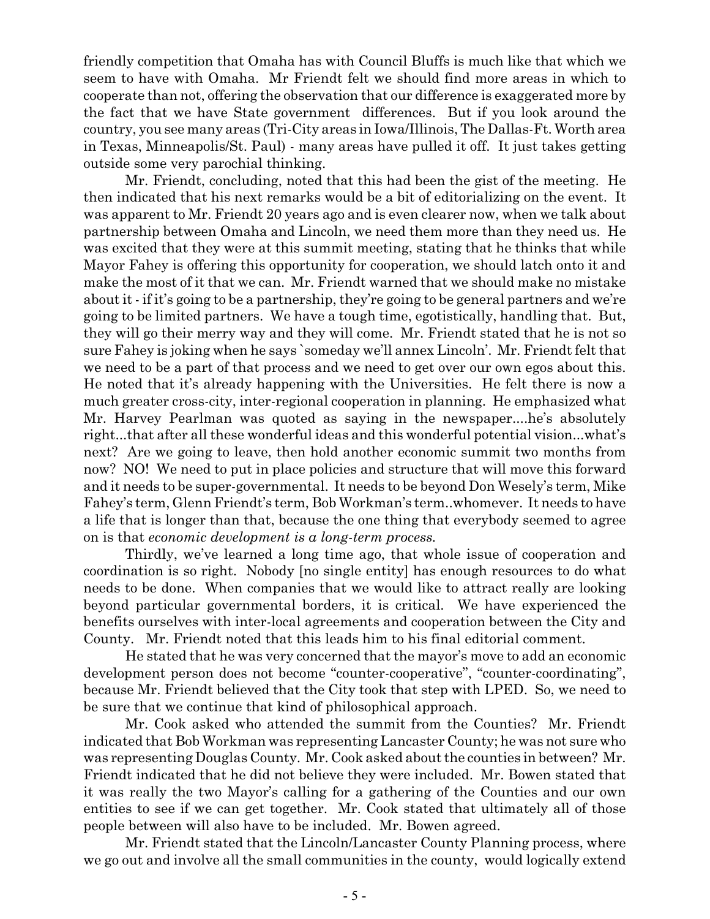friendly competition that Omaha has with Council Bluffs is much like that which we seem to have with Omaha. Mr Friendt felt we should find more areas in which to cooperate than not, offering the observation that our difference is exaggerated more by the fact that we have State government differences. But if you look around the country, you see many areas (Tri-City areas in Iowa/Illinois, The Dallas-Ft. Worth area in Texas, Minneapolis/St. Paul) - many areas have pulled it off. It just takes getting outside some very parochial thinking.

Mr. Friendt, concluding, noted that this had been the gist of the meeting. He then indicated that his next remarks would be a bit of editorializing on the event. It was apparent to Mr. Friendt 20 years ago and is even clearer now, when we talk about partnership between Omaha and Lincoln, we need them more than they need us. He was excited that they were at this summit meeting, stating that he thinks that while Mayor Fahey is offering this opportunity for cooperation, we should latch onto it and make the most of it that we can. Mr. Friendt warned that we should make no mistake about it - if it's going to be a partnership, they're going to be general partners and we're going to be limited partners. We have a tough time, egotistically, handling that. But, they will go their merry way and they will come. Mr. Friendt stated that he is not so sure Fahey is joking when he says `someday we'll annex Lincoln'. Mr. Friendt felt that we need to be a part of that process and we need to get over our own egos about this. He noted that it's already happening with the Universities. He felt there is now a much greater cross-city, inter-regional cooperation in planning. He emphasized what Mr. Harvey Pearlman was quoted as saying in the newspaper....he's absolutely right...that after all these wonderful ideas and this wonderful potential vision...what's next? Are we going to leave, then hold another economic summit two months from now? NO! We need to put in place policies and structure that will move this forward and it needs to be super-governmental. It needs to be beyond Don Wesely's term, Mike Fahey's term, Glenn Friendt's term, Bob Workman's term..whomever. It needs to have a life that is longer than that, because the one thing that everybody seemed to agree on is that *economic development is a long-term process.*

Thirdly, we've learned a long time ago, that whole issue of cooperation and coordination is so right. Nobody [no single entity] has enough resources to do what needs to be done. When companies that we would like to attract really are looking beyond particular governmental borders, it is critical. We have experienced the benefits ourselves with inter-local agreements and cooperation between the City and County. Mr. Friendt noted that this leads him to his final editorial comment.

He stated that he was very concerned that the mayor's move to add an economic development person does not become "counter-cooperative", "counter-coordinating", because Mr. Friendt believed that the City took that step with LPED. So, we need to be sure that we continue that kind of philosophical approach.

Mr. Cook asked who attended the summit from the Counties? Mr. Friendt indicated that Bob Workman was representing Lancaster County; he was not sure who was representing Douglas County. Mr. Cook asked about the counties in between? Mr. Friendt indicated that he did not believe they were included. Mr. Bowen stated that it was really the two Mayor's calling for a gathering of the Counties and our own entities to see if we can get together. Mr. Cook stated that ultimately all of those people between will also have to be included. Mr. Bowen agreed.

Mr. Friendt stated that the Lincoln/Lancaster County Planning process, where we go out and involve all the small communities in the county, would logically extend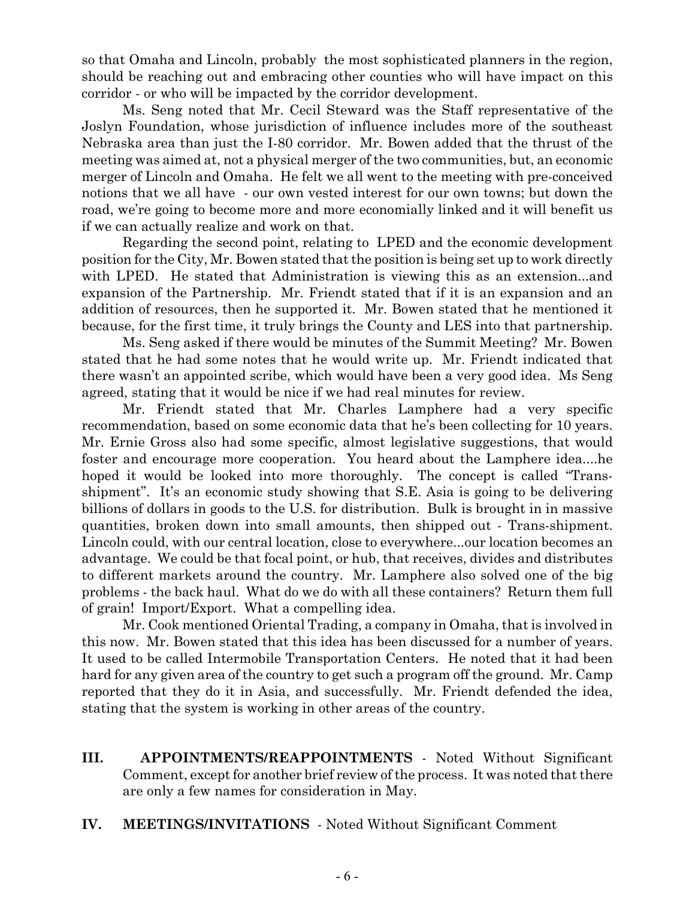so that Omaha and Lincoln, probably the most sophisticated planners in the region, should be reaching out and embracing other counties who will have impact on this corridor - or who will be impacted by the corridor development.

Ms. Seng noted that Mr. Cecil Steward was the Staff representative of the Joslyn Foundation, whose jurisdiction of influence includes more of the southeast Nebraska area than just the I-80 corridor. Mr. Bowen added that the thrust of the meeting was aimed at, not a physical merger of the two communities, but, an economic merger of Lincoln and Omaha. He felt we all went to the meeting with pre-conceived notions that we all have - our own vested interest for our own towns; but down the road, we're going to become more and more economially linked and it will benefit us if we can actually realize and work on that.

Regarding the second point, relating to LPED and the economic development position for the City, Mr. Bowen stated that the position is being set up to work directly with LPED. He stated that Administration is viewing this as an extension...and expansion of the Partnership. Mr. Friendt stated that if it is an expansion and an addition of resources, then he supported it. Mr. Bowen stated that he mentioned it because, for the first time, it truly brings the County and LES into that partnership.

Ms. Seng asked if there would be minutes of the Summit Meeting? Mr. Bowen stated that he had some notes that he would write up. Mr. Friendt indicated that there wasn't an appointed scribe, which would have been a very good idea. Ms Seng agreed, stating that it would be nice if we had real minutes for review.

Mr. Friendt stated that Mr. Charles Lamphere had a very specific recommendation, based on some economic data that he's been collecting for 10 years. Mr. Ernie Gross also had some specific, almost legislative suggestions, that would foster and encourage more cooperation. You heard about the Lamphere idea....he hoped it would be looked into more thoroughly. The concept is called "Trans-shipment". It's an economic study showing that S.E. Asia is going to be delivering billions of dollars in goods to the U.S. for distribution. Bulk is brought in in massive quantities, broken down into small amounts, then shipped out - Trans-shipment. Lincoln could, with our central location, close to everywhere...our location becomes an advantage. We could be that focal point, or hub, that receives, divides and distributes to different markets around the country. Mr. Lamphere also solved one of the big problems - the back haul. What do we do with all these containers? Return them full of grain! Import/Export. What a compelling idea.

Mr. Cook mentioned Oriental Trading, a company in Omaha, that is involved in this now. Mr. Bowen stated that this idea has been discussed for a number of years. It used to be called Intermobile Transportation Centers. He noted that it had been hard for any given area of the country to get such a program off the ground. Mr. Camp reported that they do it in Asia, and successfully. Mr. Friendt defended the idea, stating that the system is working in other areas of the country.

**III. APPOINTMENTS/REAPPOINTMENTS** - Noted Without Significant Comment, except for another brief review of the process. It was noted that there are only a few names for consideration in May.

**IV. MEETINGS/INVITATIONS** - Noted Without Significant Comment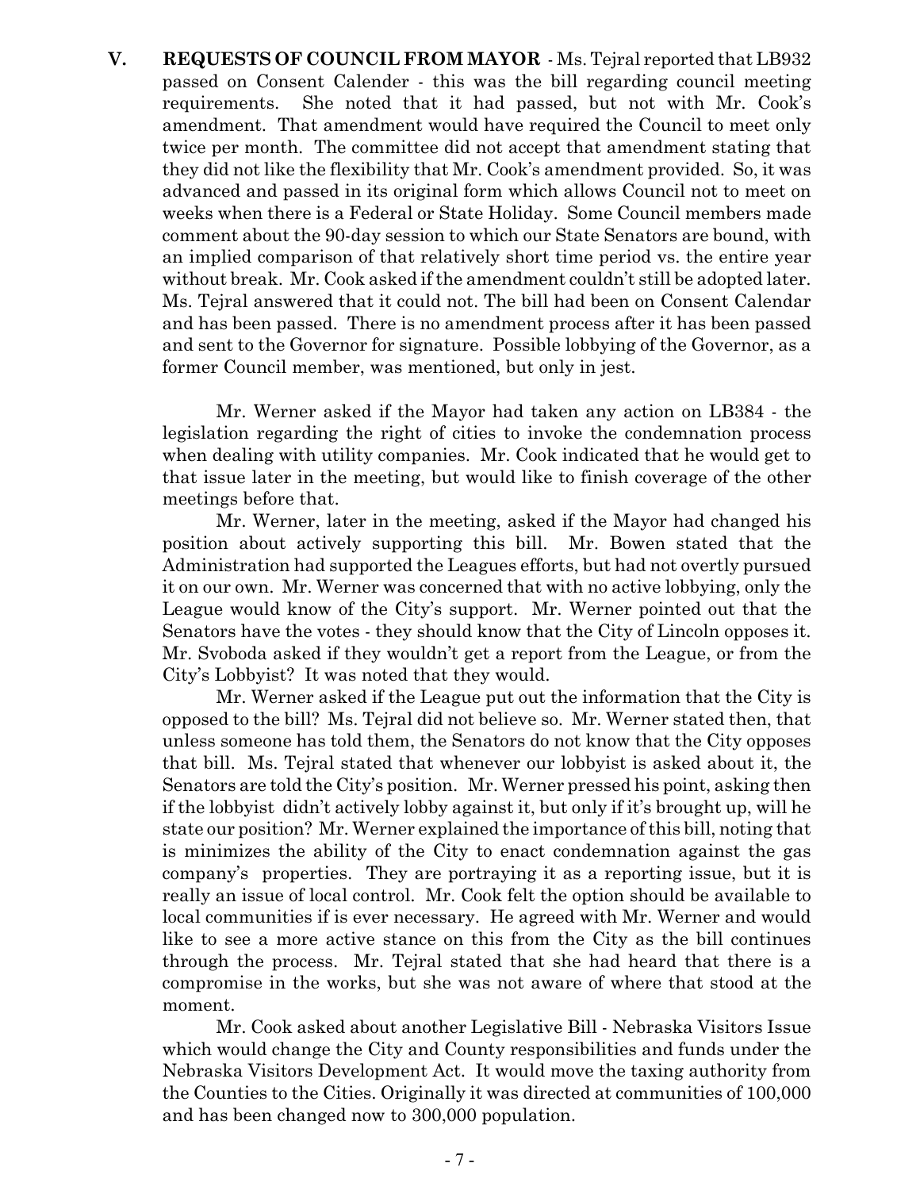**V. REQUESTS OF COUNCIL FROM MAYOR** - Ms. Tejral reported that LB932 passed on Consent Calender - this was the bill regarding council meeting requirements. She noted that it had passed, but not with Mr. Cook's amendment. That amendment would have required the Council to meet only twice per month. The committee did not accept that amendment stating that they did not like the flexibility that Mr. Cook's amendment provided. So, it was advanced and passed in its original form which allows Council not to meet on weeks when there is a Federal or State Holiday. Some Council members made comment about the 90-day session to which our State Senators are bound, with an implied comparison of that relatively short time period vs. the entire year without break. Mr. Cook asked if the amendment couldn't still be adopted later. Ms. Tejral answered that it could not. The bill had been on Consent Calendar and has been passed. There is no amendment process after it has been passed and sent to the Governor for signature. Possible lobbying of the Governor, as a former Council member, was mentioned, but only in jest.

Mr. Werner asked if the Mayor had taken any action on LB384 - the legislation regarding the right of cities to invoke the condemnation process when dealing with utility companies. Mr. Cook indicated that he would get to that issue later in the meeting, but would like to finish coverage of the other meetings before that.

Mr. Werner, later in the meeting, asked if the Mayor had changed his position about actively supporting this bill. Mr. Bowen stated that the Administration had supported the Leagues efforts, but had not overtly pursued it on our own. Mr. Werner was concerned that with no active lobbying, only the League would know of the City's support. Mr. Werner pointed out that the Senators have the votes - they should know that the City of Lincoln opposes it. Mr. Svoboda asked if they wouldn't get a report from the League, or from the City's Lobbyist? It was noted that they would.

Mr. Werner asked if the League put out the information that the City is opposed to the bill? Ms. Tejral did not believe so. Mr. Werner stated then, that unless someone has told them, the Senators do not know that the City opposes that bill. Ms. Tejral stated that whenever our lobbyist is asked about it, the Senators are told the City's position. Mr. Werner pressed his point, asking then if the lobbyist didn't actively lobby against it, but only if it's brought up, will he state our position? Mr. Werner explained the importance of this bill, noting that is minimizes the ability of the City to enact condemnation against the gas company's properties. They are portraying it as a reporting issue, but it is really an issue of local control. Mr. Cook felt the option should be available to local communities if is ever necessary. He agreed with Mr. Werner and would like to see a more active stance on this from the City as the bill continues through the process. Mr. Tejral stated that she had heard that there is a compromise in the works, but she was not aware of where that stood at the moment.

Mr. Cook asked about another Legislative Bill - Nebraska Visitors Issue which would change the City and County responsibilities and funds under the Nebraska Visitors Development Act. It would move the taxing authority from the Counties to the Cities. Originally it was directed at communities of 100,000 and has been changed now to 300,000 population.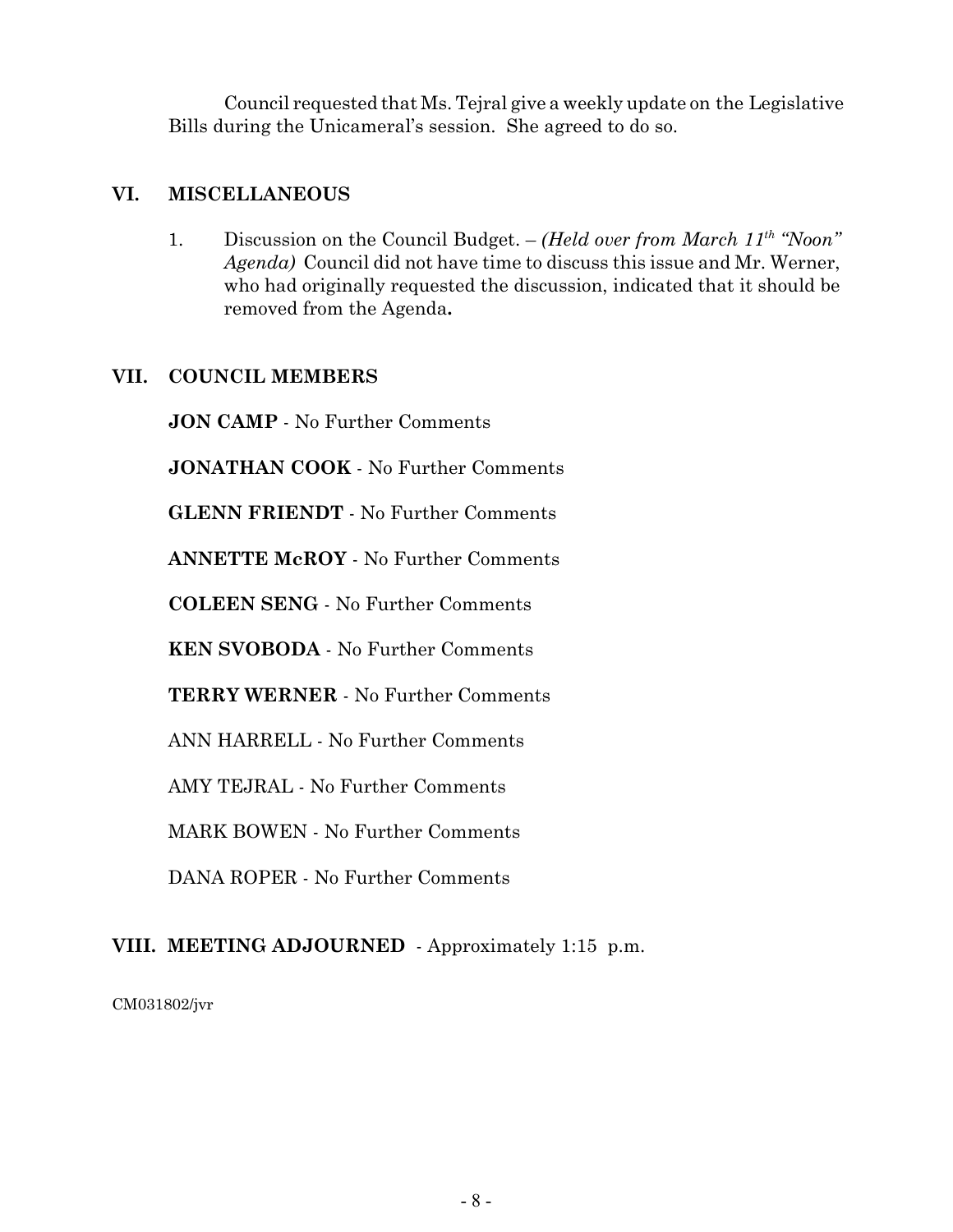Council requested that Ms. Tejral give a weekly update on the Legislative Bills during the Unicameral's session. She agreed to do so.

## VI. MISCELLANEOUS

1. Discussion on the Council Budget. – *(Held over from March 11th "Noon" Agenda)* Council did not have time to discuss this issue and Mr. Werner, who had originally requested the discussion, indicated that it should be removed from the Agenda.

## VII. COUNCIL MEMBERS

**JON CAMP** - No Further Comments

**JONATHAN COOK** - No Further Comments

**GLENN FRIENDT** - No Further Comments

**ANNETTE McROY** - No Further Comments

**COLEEN SENG** - No Further Comments

**KEN SVOBODA** - No Further Comments

**TERRY WERNER** - No Further Comments

ANN HARRELL - No Further Comments

AMY TEJRAL - No Further Comments

MARK BOWEN - No Further Comments

DANA ROPER - No Further Comments

## VIII. MEETING ADJOURNED - Approximately 1:15 p.m.

CM031802/jvr